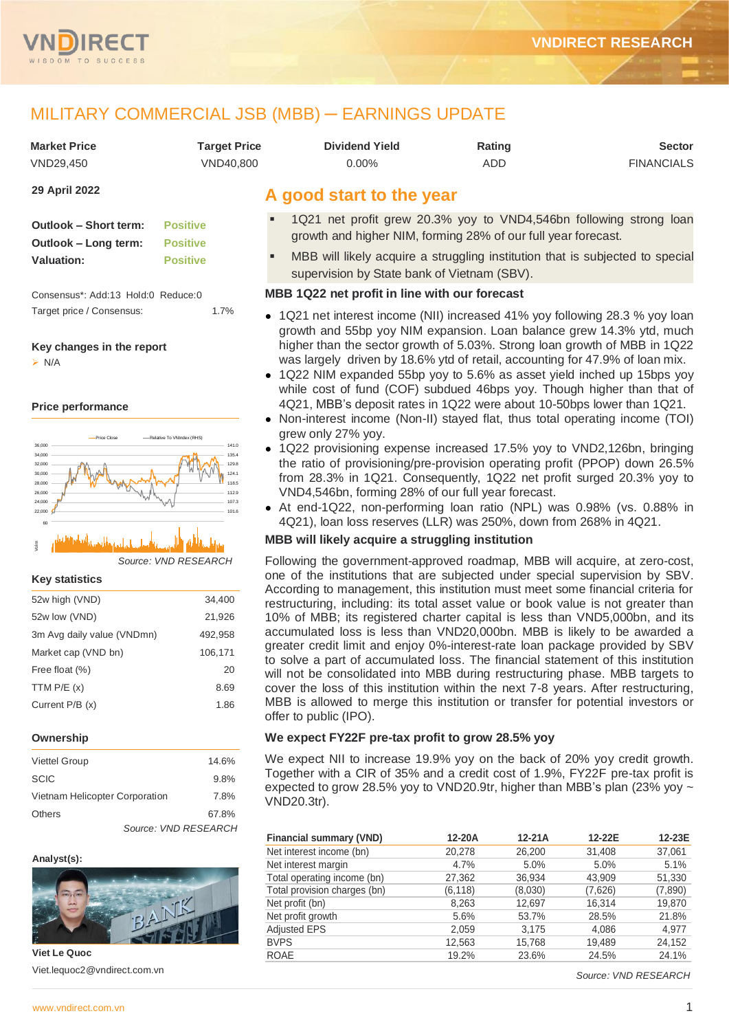# MILITARY COMMERCIAL JSB (MBB) ─ EARNINGS UPDATE

| Market Price | Target Price | Dividend Yield | Rating | Sector |
|---|---|---|---|---|
| VND29,450 | VND40,800 | 0.00% | ADD | FINANCIALS |

**29 April 2022**

| | |
|---|---|
| **Outlook – Short term:** | Positive |
| **Outlook – Long term:** | Positive |
| **Valuation:** | Positive |

Consensus*: Add:13 Hold:0 Reduce:0

Target price / Consensus: 1.7%

**Key changes in the report**

- N/A

**Price performance**

Source: VND RESEARCH

**Key statistics**

| | |
|---|---|
| 52w high (VND) | 34,400 |
| 52w low (VND) | 21,926 |
| 3m Avg daily value (VNDmn) | 492,958 |
| Market cap (VND bn) | 106,171 |
| Free float (%) | 20 |
| TTM P/E (x) | 8.69 |
| Current P/B (x) | 1.86 |

**Ownership**

| | |
|---|---|
| Viettel Group | 14.6% |
| SCIC | 9.8% |
| Vietnam Helicopter Corporation | 7.8% |
| Others | 67.8% |

Source: VND RESEARCH

**Analyst(s):**

**Viet Le Quoc**

Viet.lequoc2@vndirect.com.vn

## A good start to the year

- 1Q21 net profit grew 20.3% yoy to VND4,546bn following strong loan growth and higher NIM, forming 28% of our full year forecast.
- MBB will likely acquire a struggling institution that is subjected to special supervision by State bank of Vietnam (SBV).

### MBB 1Q22 net profit in line with our forecast

- 1Q21 net interest income (NII) increased 41% yoy following 28.3 % yoy loan growth and 55bp yoy NIM expansion. Loan balance grew 14.3% ytd, much higher than the sector growth of 5.03%. Strong loan growth of MBB in 1Q22 was largely driven by 18.6% ytd of retail, accounting for 47.9% of loan mix.
- 1Q22 NIM expanded 55bp yoy to 5.6% as asset yield inched up 15bps yoy while cost of fund (COF) subdued 46bps yoy. Though higher than that of 4Q21, MBB's deposit rates in 1Q22 were about 10-50bps lower than 1Q21.
- Non-interest income (Non-II) stayed flat, thus total operating income (TOI) grew only 27% yoy.
- 1Q22 provisioning expense increased 17.5% yoy to VND2,126bn, bringing the ratio of provisioning/pre-provision operating profit (PPOP) down 26.5% from 28.3% in 1Q21. Consequently, 1Q22 net profit surged 20.3% yoy to VND4,546bn, forming 28% of our full year forecast.
- At end-1Q22, non-performing loan ratio (NPL) was 0.98% (vs. 0.88% in 4Q21), loan loss reserves (LLR) was 250%, down from 268% in 4Q21.

### MBB will likely acquire a struggling institution

Following the government-approved roadmap, MBB will acquire, at zero-cost, one of the institutions that are subjected under special supervision by SBV. According to management, this institution must meet some financial criteria for restructuring, including: its total asset value or book value is not greater than 10% of MBB; its registered charter capital is less than VND5,000bn, and its accumulated loss is less than VND20,000bn. MBB is likely to be awarded a greater credit limit and enjoy 0%-interest-rate loan package provided by SBV to solve a part of accumulated loss. The financial statement of this institution will not be consolidated into MBB during restructuring phase. MBB targets to cover the loss of this institution within the next 7-8 years. After restructuring, MBB is allowed to merge this institution or transfer for potential investors or offer to public (IPO).

### We expect FY22F pre-tax profit to grow 28.5% yoy

We expect NII to increase 19.9% yoy on the back of 20% yoy credit growth. Together with a CIR of 35% and a credit cost of 1.9%, FY22F pre-tax profit is expected to grow 28.5% yoy to VND20.9tr, higher than MBB's plan (23% yoy ~ VND20.3tr).

| Financial summary (VND) | 12-20A | 12-21A | 12-22E | 12-23E |
|---|---|---|---|---|
| Net interest income (bn) | 20,278 | 26,200 | 31,408 | 37,061 |
| Net interest margin | 4.7% | 5.0% | 5.0% | 5.1% |
| Total operating income (bn) | 27,362 | 36,934 | 43,909 | 51,330 |
| Total provision charges (bn) | (6,118) | (8,030) | (7,626) | (7,890) |
| Net profit (bn) | 8,263 | 12,697 | 16,314 | 19,870 |
| Net profit growth | 5.6% | 53.7% | 28.5% | 21.8% |
| Adjusted EPS | 2,059 | 3,175 | 4,086 | 4,977 |
| BVPS | 12,563 | 15,768 | 19,489 | 24,152 |
| ROAE | 19.2% | 23.6% | 24.5% | 24.1% |

Source: VND RESEARCH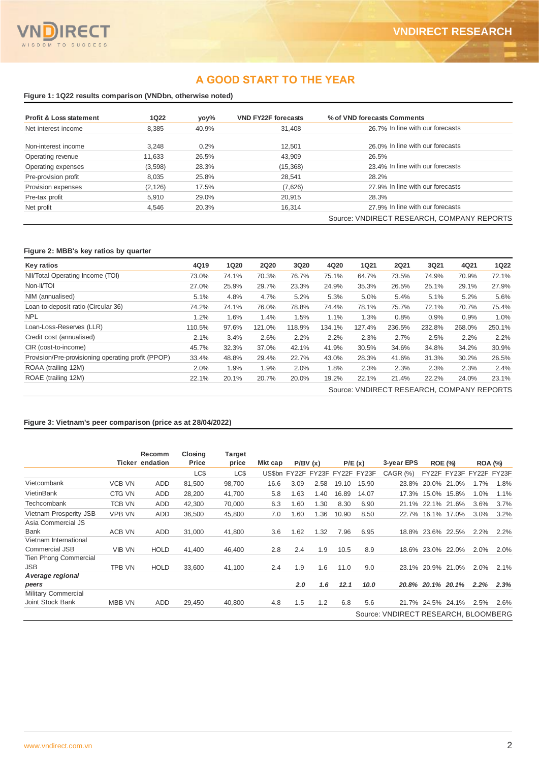## A GOOD START TO THE YEAR

**Figure 1: 1Q22 results comparison (VNDbn, otherwise noted)**

| Profit & Loss statement | 1Q22 | yoy% | VND FY22F forecasts | % of VND forecasts | Comments |
|---|---|---|---|---|---|
| Net interest income | 8,385 | 40.9% | 31,408 | 26.7% | In line with our forecasts |
| Non-interest income | 3,248 | 0.2% | 12,501 | 26.0% | In line with our forecasts |
| Operating revenue | 11,633 | 26.5% | 43,909 | 26.5% | |
| Operating expenses | (3,598) | 28.3% | (15,368) | 23.4% | In line with our forecasts |
| Pre-provision profit | 8,035 | 25.8% | 28,541 | 28.2% | |
| Provision expenses | (2,126) | 17.5% | (7,626) | 27.9% | In line with our forecasts |
| Pre-tax profit | 5,910 | 29.0% | 20,915 | 28.3% | |
| Net profit | 4,546 | 20.3% | 16,314 | 27.9% | In line with our forecasts |

Source: VNDIRECT RESEARCH, COMPANY REPORTS

**Figure 2: MBB's key ratios by quarter**

| Key ratios | 4Q19 | 1Q20 | 2Q20 | 3Q20 | 4Q20 | 1Q21 | 2Q21 | 3Q21 | 4Q21 | 1Q22 |
|---|---|---|---|---|---|---|---|---|---|---|
| NII/Total Operating Income (TOI) | 73.0% | 74.1% | 70.3% | 76.7% | 75.1% | 64.7% | 73.5% | 74.9% | 70.9% | 72.1% |
| Non-II/TOI | 27.0% | 25.9% | 29.7% | 23.3% | 24.9% | 35.3% | 26.5% | 25.1% | 29.1% | 27.9% |
| NIM (annualised) | 5.1% | 4.8% | 4.7% | 5.2% | 5.3% | 5.0% | 5.4% | 5.1% | 5.2% | 5.6% |
| Loan-to-deposit ratio (Circular 36) | 74.2% | 74.1% | 76.0% | 78.8% | 74.4% | 78.1% | 75.7% | 72.1% | 70.7% | 75.4% |
| NPL | 1.2% | 1.6% | 1.4% | 1.5% | 1.1% | 1.3% | 0.8% | 0.9% | 0.9% | 1.0% |
| Loan-Loss-Reserves (LLR) | 110.5% | 97.6% | 121.0% | 118.9% | 134.1% | 127.4% | 236.5% | 232.8% | 268.0% | 250.1% |
| Credit cost (annualised) | 2.1% | 3.4% | 2.6% | 2.2% | 2.2% | 2.3% | 2.7% | 2.5% | 2.2% | 2.2% |
| CIR (cost-to-income) | 45.7% | 32.3% | 37.0% | 42.1% | 41.9% | 30.5% | 34.6% | 34.8% | 34.2% | 30.9% |
| Provision/Pre-provisioning operating profit (PPOP) | 33.4% | 48.8% | 29.4% | 22.7% | 43.0% | 28.3% | 41.6% | 31.3% | 30.2% | 26.5% |
| ROAA (trailing 12M) | 2.0% | 1.9% | 1.9% | 2.0% | 1.8% | 2.3% | 2.3% | 2.3% | 2.3% | 2.4% |
| ROAE (trailing 12M) | 22.1% | 20.1% | 20.7% | 20.0% | 19.2% | 22.1% | 21.4% | 22.2% | 24.0% | 23.1% |

Source: VNDIRECT RESEARCH, COMPANY REPORTS

**Figure 3: Vietnam's peer comparison (price as at 28/04/2022)**

| | Ticker | Recommendation | Closing Price | Target price | Mkt cap | P/BV (x) | | P/E (x) | | 3-year EPS | ROE (%) | | ROA (%) | |
|---|---|---|---|---|---|---|---|---|---|---|---|---|---|---|
| | | | LC$ | LC$ | US$bn | FY22F | FY23F | FY22F | FY23F | CAGR (%) | FY22F | FY23F | FY22F | FY23F |
| Vietcombank | VCB VN | ADD | 81,500 | 98,700 | 16.6 | 3.09 | 2.58 | 19.10 | 15.90 | 23.8% | 20.0% | 21.0% | 1.7% | 1.8% |
| VietinBank | CTG VN | ADD | 28,200 | 41,700 | 5.8 | 1.63 | 1.40 | 16.89 | 14.07 | 17.3% | 15.0% | 15.8% | 1.0% | 1.1% |
| Techcombank | TCB VN | ADD | 42,300 | 70,000 | 6.3 | 1.60 | 1.30 | 8.30 | 6.90 | 21.1% | 22.1% | 21.6% | 3.6% | 3.7% |
| Vietnam Prosperity JSB | VPB VN | ADD | 36,500 | 45,800 | 7.0 | 1.60 | 1.36 | 10.90 | 8.50 | 22.7% | 16.1% | 17.0% | 3.0% | 3.2% |
| Asia Commercial JS Bank | ACB VN | ADD | 31,000 | 41,800 | 3.6 | 1.62 | 1.32 | 7.96 | 6.95 | 18.8% | 23.6% | 22.5% | 2.2% | 2.2% |
| Vietnam International Commercial JSB | VIB VN | HOLD | 41,400 | 46,400 | 2.8 | 2.4 | 1.9 | 10.5 | 8.9 | 18.6% | 23.0% | 22.0% | 2.0% | 2.0% |
| Tien Phong Commercial JSB | TPB VN | HOLD | 33,600 | 41,100 | 2.4 | 1.9 | 1.6 | 11.0 | 9.0 | 23.1% | 20.9% | 21.0% | 2.0% | 2.1% |
| ***Average regional peers*** | | | | | | ***2.0*** | ***1.6*** | ***12.1*** | ***10.0*** | ***20.8%*** | ***20.1%*** | ***20.1%*** | ***2.2%*** | ***2.3%*** |
| Military Commercial Joint Stock Bank | MBB VN | ADD | 29,450 | 40,800 | 4.8 | 1.5 | 1.2 | 6.8 | 5.6 | 21.7% | 24.5% | 24.1% | 2.5% | 2.6% |

Source: VNDIRECT RESEARCH, BLOOMBERG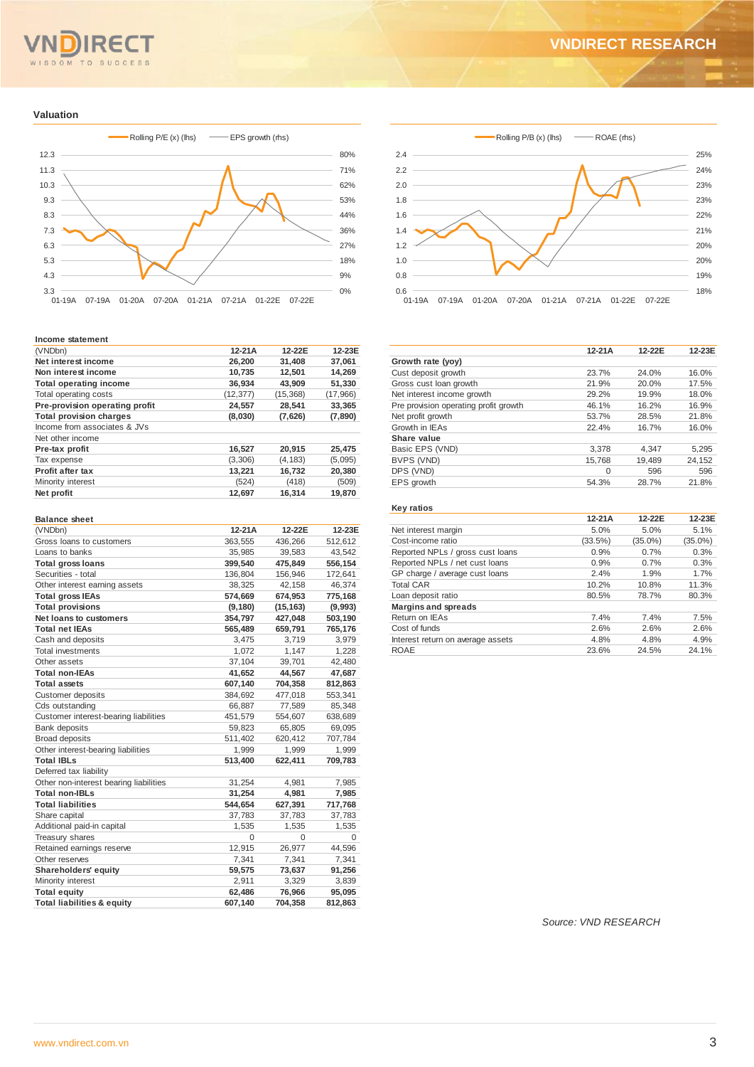## Valuation

Rolling P/E (x) (lhs) — EPS growth (rhs)

Rolling P/B (x) (lhs) — ROAE (rhs)

**Income statement**

| (VNDbn) | 12-21A | 12-22E | 12-23E |
|---|---|---|---|
| **Net interest income** | **26,200** | **31,408** | **37,061** |
| **Non interest income** | **10,735** | **12,501** | **14,269** |
| **Total operating income** | **36,934** | **43,909** | **51,330** |
| Total operating costs | (12,377) | (15,368) | (17,966) |
| **Pre-provision operating profit** | **24,557** | **28,541** | **33,365** |
| **Total provision charges** | **(8,030)** | **(7,626)** | **(7,890)** |
| Income from associates & JVs | | | |
| Net other income | | | |
| **Pre-tax profit** | **16,527** | **20,915** | **25,475** |
| Tax expense | (3,306) | (4,183) | (5,095) |
| **Profit after tax** | **13,221** | **16,732** | **20,380** |
| Minority interest | (524) | (418) | (509) |
| **Net profit** | **12,697** | **16,314** | **19,870** |

| | 12-21A | 12-22E | 12-23E |
|---|---|---|---|
| **Growth rate (yoy)** | | | |
| Cust deposit growth | 23.7% | 24.0% | 16.0% |
| Gross cust loan growth | 21.9% | 20.0% | 17.5% |
| Net interest income growth | 29.2% | 19.9% | 18.0% |
| Pre provision operating profit growth | 46.1% | 16.2% | 16.9% |
| Net profit growth | 53.7% | 28.5% | 21.8% |
| Growth in IEAs | 22.4% | 16.7% | 16.0% |
| **Share value** | | | |
| Basic EPS (VND) | 3,378 | 4,347 | 5,295 |
| BVPS (VND) | 15,768 | 19,489 | 24,152 |
| DPS (VND) | 0 | 596 | 596 |
| EPS growth | 54.3% | 28.7% | 21.8% |

**Balance sheet**

| (VNDbn) | 12-21A | 12-22E | 12-23E |
|---|---|---|---|
| Gross loans to customers | 363,555 | 436,266 | 512,612 |
| Loans to banks | 35,985 | 39,583 | 43,542 |
| **Total gross loans** | **399,540** | **475,849** | **556,154** |
| Securities - total | 136,804 | 156,946 | 172,641 |
| Other interest earning assets | 38,325 | 42,158 | 46,374 |
| **Total gross IEAs** | **574,669** | **674,953** | **775,168** |
| **Total provisions** | **(9,180)** | **(15,163)** | **(9,993)** |
| **Net loans to customers** | **354,797** | **427,048** | **503,190** |
| **Total net IEAs** | **565,489** | **659,791** | **765,176** |
| Cash and deposits | 3,475 | 3,719 | 3,979 |
| Total investments | 1,072 | 1,147 | 1,228 |
| Other assets | 37,104 | 39,701 | 42,480 |
| **Total non-IEAs** | **41,652** | **44,567** | **47,687** |
| **Total assets** | **607,140** | **704,358** | **812,863** |
| Customer deposits | 384,692 | 477,018 | 553,341 |
| Cds outstanding | 66,887 | 77,589 | 85,348 |
| Customer interest-bearing liabilities | 451,579 | 554,607 | 638,689 |
| Bank deposits | 59,823 | 65,805 | 69,095 |
| Broad deposits | 511,402 | 620,412 | 707,784 |
| Other interest-bearing liabilities | 1,999 | 1,999 | 1,999 |
| **Total IBLs** | **513,400** | **622,411** | **709,783** |
| Deferred tax liability | | | |
| Other non-interest bearing liabilities | 31,254 | 4,981 | 7,985 |
| **Total non-IBLs** | **31,254** | **4,981** | **7,985** |
| **Total liabilities** | **544,654** | **627,391** | **717,768** |
| Share capital | 37,783 | 37,783 | 37,783 |
| Additional paid-in capital | 1,535 | 1,535 | 1,535 |
| Treasury shares | 0 | 0 | 0 |
| Retained earnings reserve | 12,915 | 26,977 | 44,596 |
| Other reserves | 7,341 | 7,341 | 7,341 |
| **Shareholders' equity** | **59,575** | **73,637** | **91,256** |
| Minority interest | 2,911 | 3,329 | 3,839 |
| **Total equity** | **62,486** | **76,966** | **95,095** |
| **Total liabilities & equity** | **607,140** | **704,358** | **812,863** |

**Key ratios**

| | 12-21A | 12-22E | 12-23E |
|---|---|---|---|
| Net interest margin | 5.0% | 5.0% | 5.1% |
| Cost-income ratio | (33.5%) | (35.0%) | (35.0%) |
| Reported NPLs / gross cust loans | 0.9% | 0.7% | 0.3% |
| Reported NPLs / net cust loans | 0.9% | 0.7% | 0.3% |
| GP charge / average cust loans | 2.4% | 1.9% | 1.7% |
| Total CAR | 10.2% | 10.8% | 11.3% |
| Loan deposit ratio | 80.5% | 78.7% | 80.3% |
| **Margins and spreads** | | | |
| Return on IEAs | 7.4% | 7.4% | 7.5% |
| Cost of funds | 2.6% | 2.6% | 2.6% |
| Interest return on average assets | 4.8% | 4.8% | 4.9% |
| ROAE | 23.6% | 24.5% | 24.1% |

*Source: VND RESEARCH*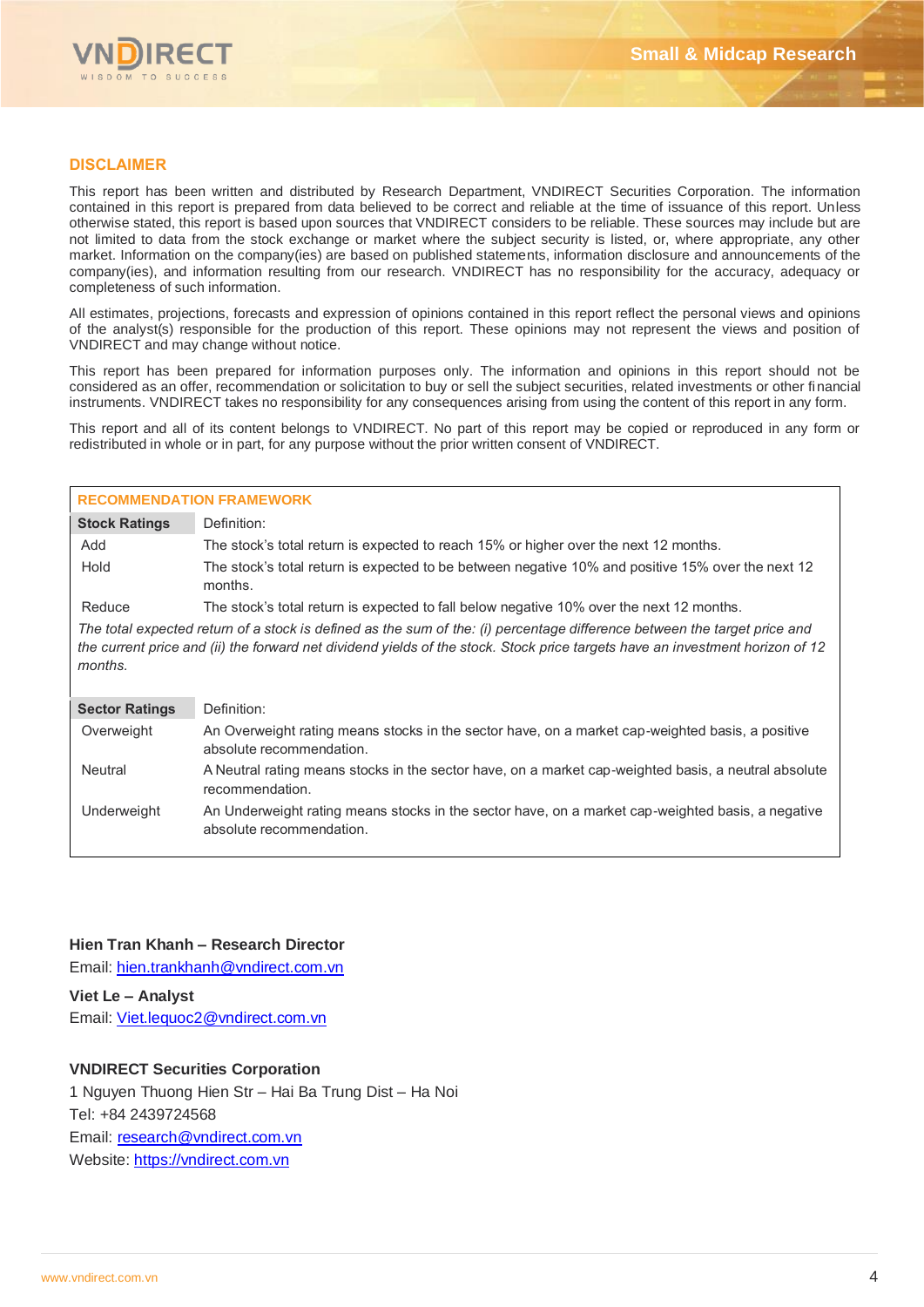## DISCLAIMER

This report has been written and distributed by Research Department, VNDIRECT Securities Corporation. The information contained in this report is prepared from data believed to be correct and reliable at the time of issuance of this report. Unless otherwise stated, this report is based upon sources that VNDIRECT considers to be reliable. These sources may include but are not limited to data from the stock exchange or market where the subject security is listed, or, where appropriate, any other market. Information on the company(ies) are based on published statements, information disclosure and announcements of the company(ies), and information resulting from our research. VNDIRECT has no responsibility for the accuracy, adequacy or completeness of such information.

All estimates, projections, forecasts and expression of opinions contained in this report reflect the personal views and opinions of the analyst(s) responsible for the production of this report. These opinions may not represent the views and position of VNDIRECT and may change without notice.

This report has been prepared for information purposes only. The information and opinions in this report should not be considered as an offer, recommendation or solicitation to buy or sell the subject securities, related investments or other financial instruments. VNDIRECT takes no responsibility for any consequences arising from using the content of this report in any form.

This report and all of its content belongs to VNDIRECT. No part of this report may be copied or reproduced in any form or redistributed in whole or in part, for any purpose without the prior written consent of VNDIRECT.

### RECOMMENDATION FRAMEWORK

| Stock Ratings | Definition: |
|---|---|
| Add | The stock's total return is expected to reach 15% or higher over the next 12 months. |
| Hold | The stock's total return is expected to be between negative 10% and positive 15% over the next 12 months. |
| Reduce | The stock's total return is expected to fall below negative 10% over the next 12 months. |

*The total expected return of a stock is defined as the sum of the: (i) percentage difference between the target price and the current price and (ii) the forward net dividend yields of the stock. Stock price targets have an investment horizon of 12 months.*

| Sector Ratings | Definition: |
|---|---|
| Overweight | An Overweight rating means stocks in the sector have, on a market cap-weighted basis, a positive absolute recommendation. |
| Neutral | A Neutral rating means stocks in the sector have, on a market cap-weighted basis, a neutral absolute recommendation. |
| Underweight | An Underweight rating means stocks in the sector have, on a market cap-weighted basis, a negative absolute recommendation. |

**Hien Tran Khanh – Research Director**
Email: hien.trankhanh@vndirect.com.vn

**Viet Le – Analyst**
Email: Viet.lequoc2@vndirect.com.vn

**VNDIRECT Securities Corporation**
1 Nguyen Thuong Hien Str – Hai Ba Trung Dist – Ha Noi
Tel: +84 2439724568
Email: research@vndirect.com.vn
Website: https://vndirect.com.vn